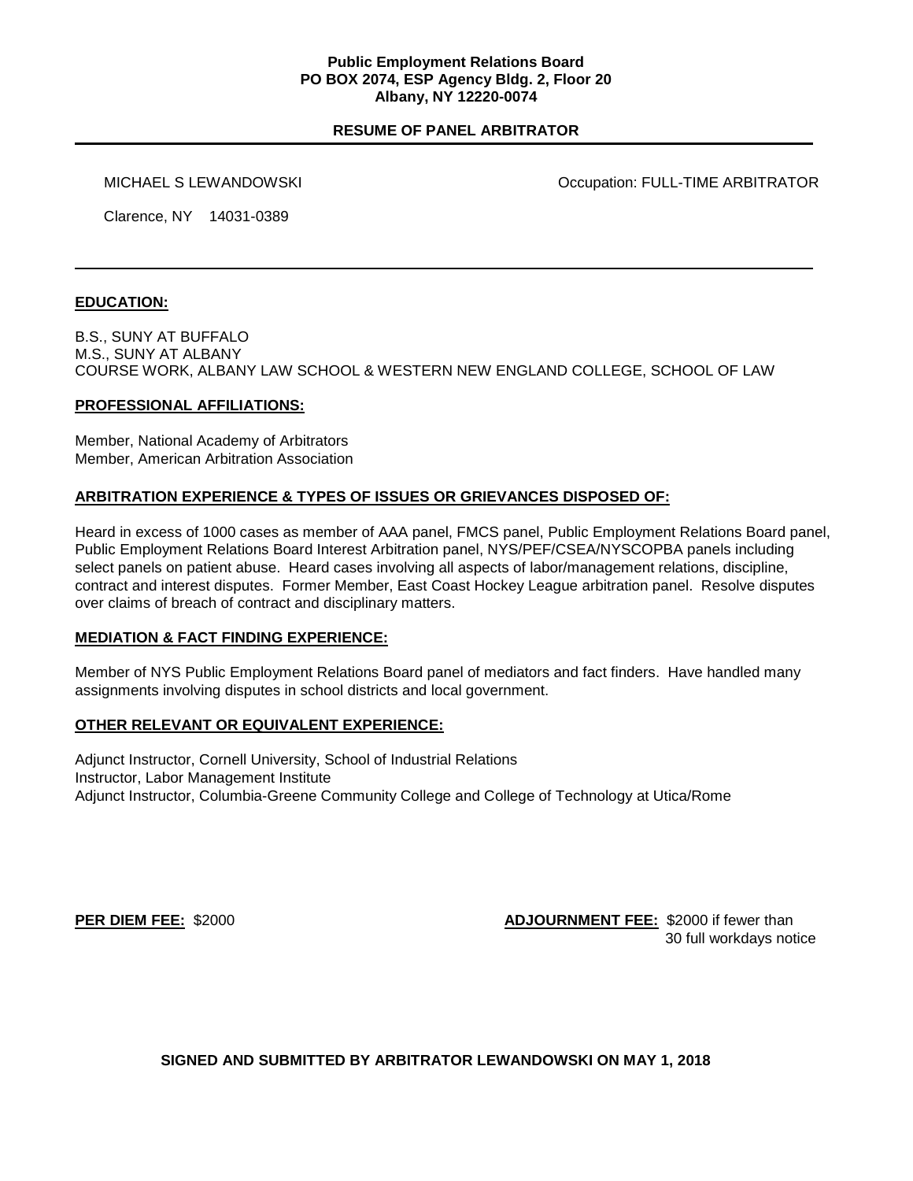**Public Employment Relations Board**
**PO BOX 2074, ESP Agency Bldg. 2, Floor 20**
**Albany, NY 12220-0074**

## RESUME OF PANEL ARBITRATOR

MICHAEL S LEWANDOWSKI

Occupation: FULL-TIME ARBITRATOR

Clarence, NY 14031-0389

---

### EDUCATION:

B.S., SUNY AT BUFFALO
M.S., SUNY AT ALBANY
COURSE WORK, ALBANY LAW SCHOOL & WESTERN NEW ENGLAND COLLEGE, SCHOOL OF LAW

### PROFESSIONAL AFFILIATIONS:

Member, National Academy of Arbitrators
Member, American Arbitration Association

### ARBITRATION EXPERIENCE & TYPES OF ISSUES OR GRIEVANCES DISPOSED OF:

Heard in excess of 1000 cases as member of AAA panel, FMCS panel, Public Employment Relations Board panel, Public Employment Relations Board Interest Arbitration panel, NYS/PEF/CSEA/NYSCOPBA panels including select panels on patient abuse. Heard cases involving all aspects of labor/management relations, discipline, contract and interest disputes. Former Member, East Coast Hockey League arbitration panel. Resolve disputes over claims of breach of contract and disciplinary matters.

### MEDIATION & FACT FINDING EXPERIENCE:

Member of NYS Public Employment Relations Board panel of mediators and fact finders. Have handled many assignments involving disputes in school districts and local government.

### OTHER RELEVANT OR EQUIVALENT EXPERIENCE:

Adjunct Instructor, Cornell University, School of Industrial Relations
Instructor, Labor Management Institute
Adjunct Instructor, Columbia-Greene Community College and College of Technology at Utica/Rome

**PER DIEM FEE:** $2000

**ADJOURNMENT FEE:** $2000 if fewer than 30 full workdays notice

**SIGNED AND SUBMITTED BY ARBITRATOR LEWANDOWSKI ON MAY 1, 2018**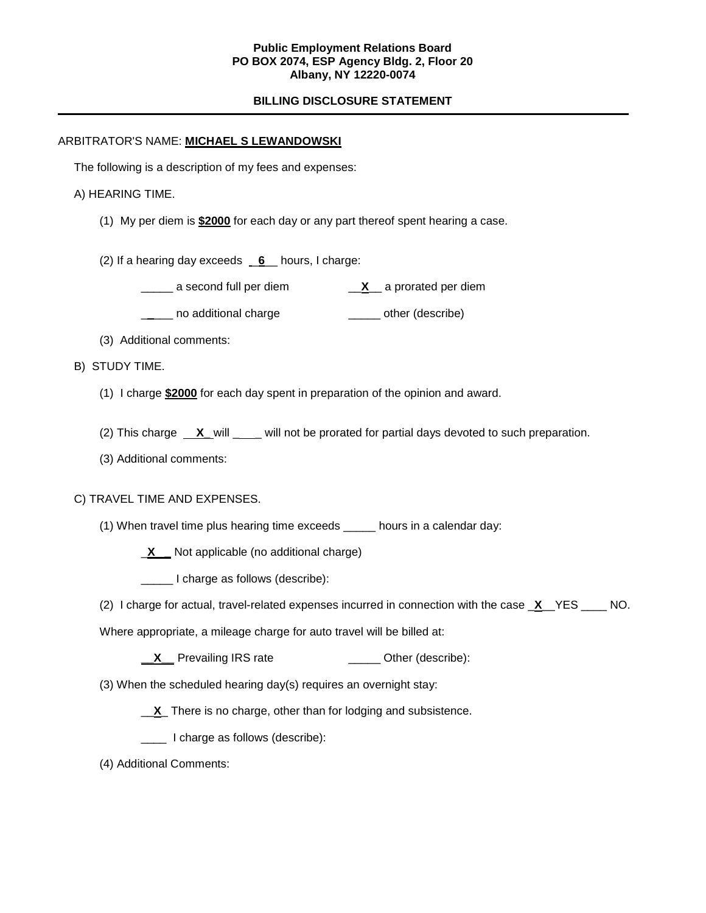**Public Employment Relations Board**
**PO BOX 2074, ESP Agency Bldg. 2, Floor 20**
**Albany, NY 12220-0074**

**BILLING DISCLOSURE STATEMENT**

---

ARBITRATOR'S NAME: **MICHAEL S LEWANDOWSKI**

The following is a description of my fees and expenses:

A) HEARING TIME.

(1) My per diem is **$2000** for each day or any part thereof spent hearing a case.

(2) If a hearing day exceeds __**6**__ hours, I charge:

_____ a second full per diem __**X**__ a prorated per diem

_____ no additional charge _____ other (describe)

(3) Additional comments:

B) STUDY TIME.

(1) I charge **$2000** for each day spent in preparation of the opinion and award.

(2) This charge __**X**_ will ____ will not be prorated for partial days devoted to such preparation.

(3) Additional comments:

C) TRAVEL TIME AND EXPENSES.

(1) When travel time plus hearing time exceeds _____ hours in a calendar day:

_**X**__ Not applicable (no additional charge)

_____ I charge as follows (describe):

(2) I charge for actual, travel-related expenses incurred in connection with the case _**X**__YES ____ NO.

Where appropriate, a mileage charge for auto travel will be billed at:

__**X**__ Prevailing IRS rate _____ Other (describe):

(3) When the scheduled hearing day(s) requires an overnight stay:

__**X**_ There is no charge, other than for lodging and subsistence.

____ I charge as follows (describe):

(4) Additional Comments: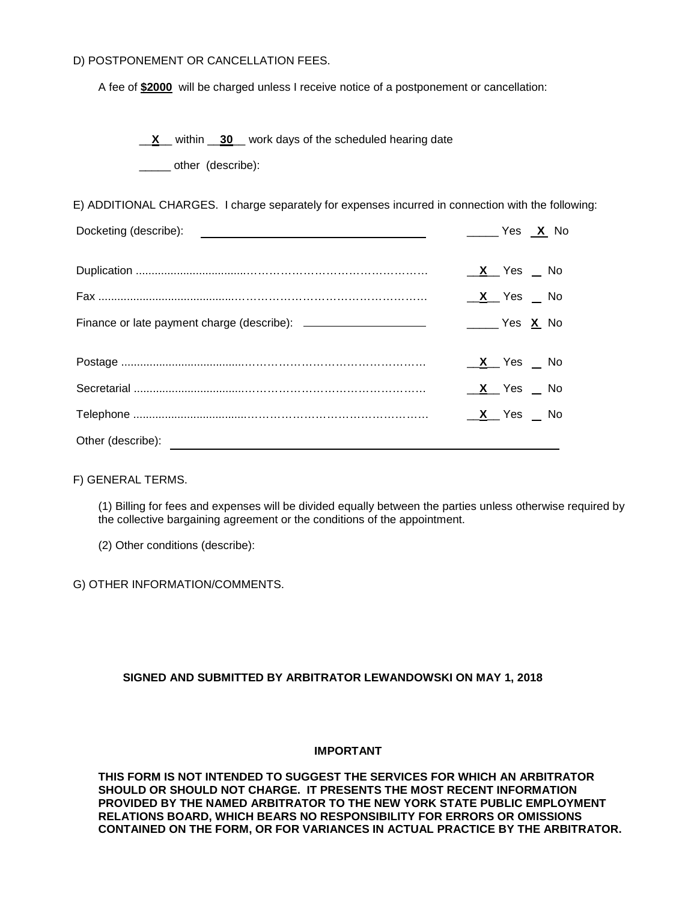D) POSTPONEMENT OR CANCELLATION FEES.

A fee of **$2000** will be charged unless I receive notice of a postponement or cancellation:

__X__ within __30__ work days of the scheduled hearing date

_____ other (describe):

E) ADDITIONAL CHARGES. I charge separately for expenses incurred in connection with the following:

| | |
|---|---|
| Docketing (describe): ____________________ | _____ Yes _X_ No |
| Duplication ........................................ | __X__ Yes _ No |
| Fax ........................................ | __X__ Yes _ No |
| Finance or late payment charge (describe): ____________ | _____ Yes _X_ No |
| Postage ........................................ | __X__ Yes _ No |
| Secretarial ........................................ | __X__ Yes _ No |
| Telephone ........................................ | __X__ Yes _ No |
| Other (describe): ____________________ | |

F) GENERAL TERMS.

(1) Billing for fees and expenses will be divided equally between the parties unless otherwise required by the collective bargaining agreement or the conditions of the appointment.

(2) Other conditions (describe):

G) OTHER INFORMATION/COMMENTS.

**SIGNED AND SUBMITTED BY ARBITRATOR LEWANDOWSKI ON MAY 1, 2018**

**IMPORTANT**

**THIS FORM IS NOT INTENDED TO SUGGEST THE SERVICES FOR WHICH AN ARBITRATOR SHOULD OR SHOULD NOT CHARGE. IT PRESENTS THE MOST RECENT INFORMATION PROVIDED BY THE NAMED ARBITRATOR TO THE NEW YORK STATE PUBLIC EMPLOYMENT RELATIONS BOARD, WHICH BEARS NO RESPONSIBILITY FOR ERRORS OR OMISSIONS CONTAINED ON THE FORM, OR FOR VARIANCES IN ACTUAL PRACTICE BY THE ARBITRATOR.**